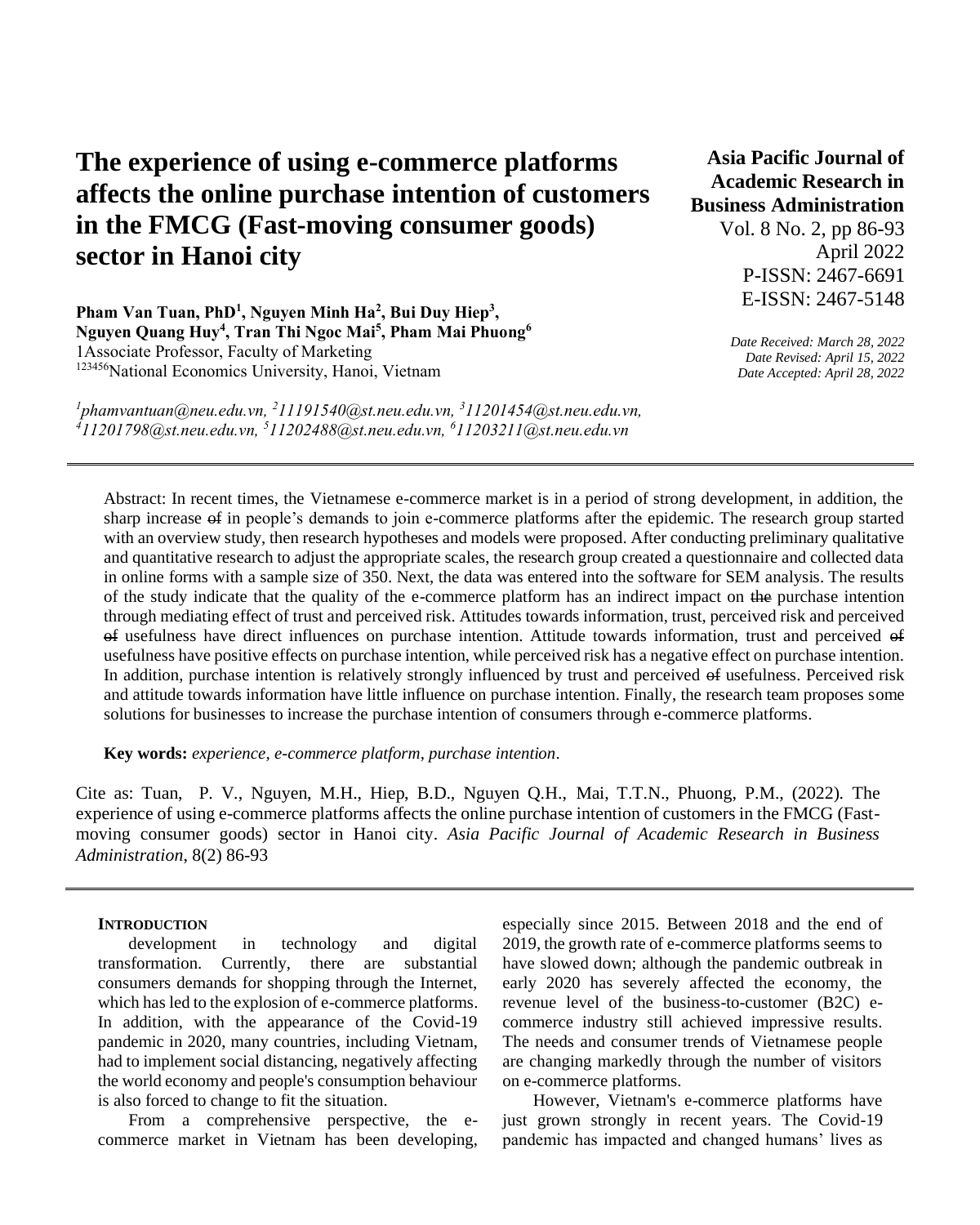# The experience of using e-commerce platforms affects the online purchase intention of customers in the FMCG (Fast-moving consumer goods) sector in Hanoi city

**Asia Pacific Journal of Academic Research in Business Administration**
Vol. 8 No. 2, pp 86-93
April 2022
P-ISSN: 2467-6691
E-ISSN: 2467-5148

*Date Received: March 28, 2022*
*Date Revised: April 15, 2022*
*Date Accepted: April 28, 2022*

**Pham Van Tuan, PhD[1], Nguyen Minh Ha[2], Bui Duy Hiep[3], Nguyen Quang Huy[4], Tran Thi Ngoc Mai[5], Pham Mai Phuong[6]**
1Associate Professor, Faculty of Marketing
[123456]National Economics University, Hanoi, Vietnam

*[1]phamvantuan@neu.edu.vn, [2]11191540@st.neu.edu.vn, [3]11201454@st.neu.edu.vn, [4]11201798@st.neu.edu.vn, [5]11202488@st.neu.edu.vn, [6]11203211@st.neu.edu.vn*

---

Abstract: In recent times, the Vietnamese e-commerce market is in a period of strong development, in addition, the sharp increase ~~of~~ in people's demands to join e-commerce platforms after the epidemic. The research group started with an overview study, then research hypotheses and models were proposed. After conducting preliminary qualitative and quantitative research to adjust the appropriate scales, the research group created a questionnaire and collected data in online forms with a sample size of 350. Next, the data was entered into the software for SEM analysis. The results of the study indicate that the quality of the e-commerce platform has an indirect impact on ~~the~~ purchase intention through mediating effect of trust and perceived risk. Attitudes towards information, trust, perceived risk and perceived ~~of~~ usefulness have direct influences on purchase intention. Attitude towards information, trust and perceived ~~of~~ usefulness have positive effects on purchase intention, while perceived risk has a negative effect on purchase intention. In addition, purchase intention is relatively strongly influenced by trust and perceived ~~of~~ usefulness. Perceived risk and attitude towards information have little influence on purchase intention. Finally, the research team proposes some solutions for businesses to increase the purchase intention of consumers through e-commerce platforms.

**Key words:** *experience, e-commerce platform, purchase intention*.

Cite as: Tuan, P. V., Nguyen, M.H., Hiep, B.D., Nguyen Q.H., Mai, T.T.N., Phuong, P.M., (2022). The experience of using e-commerce platforms affects the online purchase intention of customers in the FMCG (Fast-moving consumer goods) sector in Hanoi city. *Asia Pacific Journal of Academic Research in Business Administration*, 8(2) 86-93

---

## INTRODUCTION

development in technology and digital transformation. Currently, there are substantial consumers demands for shopping through the Internet, which has led to the explosion of e-commerce platforms. In addition, with the appearance of the Covid-19 pandemic in 2020, many countries, including Vietnam, had to implement social distancing, negatively affecting the world economy and people's consumption behaviour is also forced to change to fit the situation.

From a comprehensive perspective, the e-commerce market in Vietnam has been developing, especially since 2015. Between 2018 and the end of 2019, the growth rate of e-commerce platforms seems to have slowed down; although the pandemic outbreak in early 2020 has severely affected the economy, the revenue level of the business-to-customer (B2C) e-commerce industry still achieved impressive results. The needs and consumer trends of Vietnamese people are changing markedly through the number of visitors on e-commerce platforms.

However, Vietnam's e-commerce platforms have just grown strongly in recent years. The Covid-19 pandemic has impacted and changed humans' lives as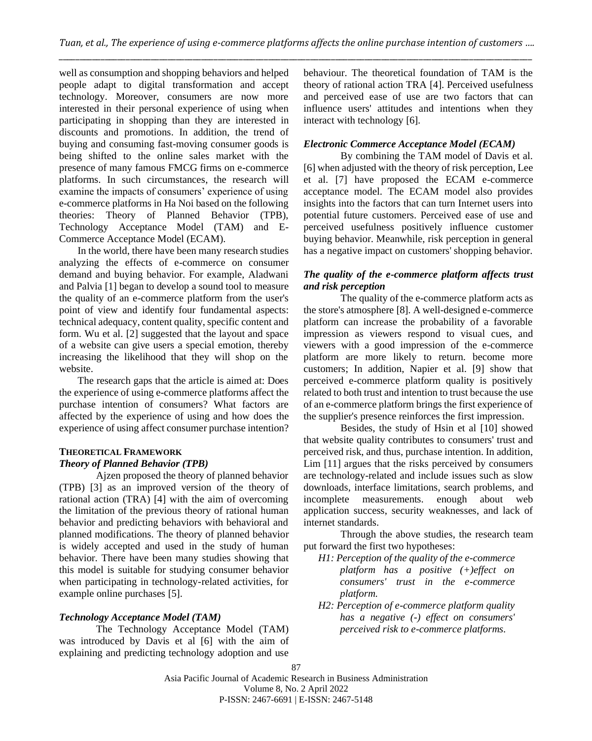well as consumption and shopping behaviors and helped people adapt to digital transformation and accept technology. Moreover, consumers are now more interested in their personal experience of using when participating in shopping than they are interested in discounts and promotions. In addition, the trend of buying and consuming fast-moving consumer goods is being shifted to the online sales market with the presence of many famous FMCG firms on e-commerce platforms. In such circumstances, the research will examine the impacts of consumers' experience of using e-commerce platforms in Ha Noi based on the following theories: Theory of Planned Behavior (TPB), Technology Acceptance Model (TAM) and E-Commerce Acceptance Model (ECAM).

In the world, there have been many research studies analyzing the effects of e-commerce on consumer demand and buying behavior. For example, Aladwani and Palvia [1] began to develop a sound tool to measure the quality of an e-commerce platform from the user's point of view and identify four fundamental aspects: technical adequacy, content quality, specific content and form. Wu et al. [2] suggested that the layout and space of a website can give users a special emotion, thereby increasing the likelihood that they will shop on the website.

The research gaps that the article is aimed at: Does the experience of using e-commerce platforms affect the purchase intention of consumers? What factors are affected by the experience of using and how does the experience of using affect consumer purchase intention?

## THEORETICAL FRAMEWORK

### *Theory of Planned Behavior (TPB)*

Ajzen proposed the theory of planned behavior (TPB) [3] as an improved version of the theory of rational action (TRA) [4] with the aim of overcoming the limitation of the previous theory of rational human behavior and predicting behaviors with behavioral and planned modifications. The theory of planned behavior is widely accepted and used in the study of human behavior. There have been many studies showing that this model is suitable for studying consumer behavior when participating in technology-related activities, for example online purchases [5].

### *Technology Acceptance Model (TAM)*

The Technology Acceptance Model (TAM) was introduced by Davis et al [6] with the aim of explaining and predicting technology adoption and use behaviour. The theoretical foundation of TAM is the theory of rational action TRA [4]. Perceived usefulness and perceived ease of use are two factors that can influence users' attitudes and intentions when they interact with technology [6].

### *Electronic Commerce Acceptance Model (ECAM)*

By combining the TAM model of Davis et al. [6] when adjusted with the theory of risk perception, Lee et al. [7] have proposed the ECAM e-commerce acceptance model. The ECAM model also provides insights into the factors that can turn Internet users into potential future customers. Perceived ease of use and perceived usefulness positively influence customer buying behavior. Meanwhile, risk perception in general has a negative impact on customers' shopping behavior.

### *The quality of the e-commerce platform affects trust and risk perception*

The quality of the e-commerce platform acts as the store's atmosphere [8]. A well-designed e-commerce platform can increase the probability of a favorable impression as viewers respond to visual cues, and viewers with a good impression of the e-commerce platform are more likely to return. become more customers; In addition, Napier et al. [9] show that perceived e-commerce platform quality is positively related to both trust and intention to trust because the use of an e-commerce platform brings the first experience of the supplier's presence reinforces the first impression.

Besides, the study of Hsin et al [10] showed that website quality contributes to consumers' trust and perceived risk, and thus, purchase intention. In addition, Lim [11] argues that the risks perceived by consumers are technology-related and include issues such as slow downloads, interface limitations, search problems, and incomplete measurements. enough about web application success, security weaknesses, and lack of internet standards.

Through the above studies, the research team put forward the first two hypotheses:

*H1: Perception of the quality of the e-commerce platform has a positive (+)effect on consumers' trust in the e-commerce platform.*

*H2: Perception of e-commerce platform quality has a negative (-) effect on consumers' perceived risk to e-commerce platforms.*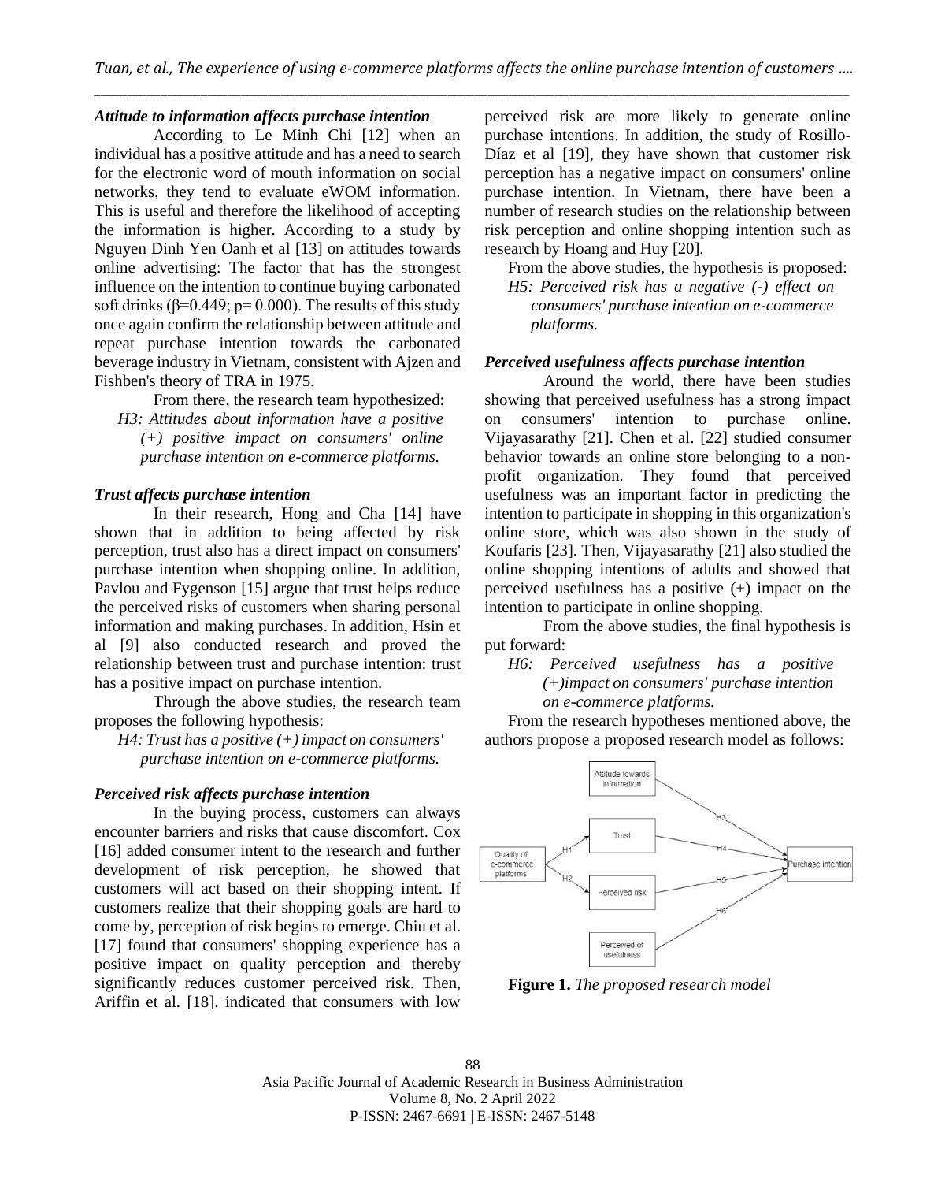***Attitude to information affects purchase intention***

According to Le Minh Chi [12] when an individual has a positive attitude and has a need to search for the electronic word of mouth information on social networks, they tend to evaluate eWOM information. This is useful and therefore the likelihood of accepting the information is higher. According to a study by Nguyen Dinh Yen Oanh et al [13] on attitudes towards online advertising: The factor that has the strongest influence on the intention to continue buying carbonated soft drinks ($\beta$=0.449; p= 0.000). The results of this study once again confirm the relationship between attitude and repeat purchase intention towards the carbonated beverage industry in Vietnam, consistent with Ajzen and Fishben's theory of TRA in 1975.

From there, the research team hypothesized:

*H3: Attitudes about information have a positive (+) positive impact on consumers' online purchase intention on e-commerce platforms.*

***Trust affects purchase intention***

In their research, Hong and Cha [14] have shown that in addition to being affected by risk perception, trust also has a direct impact on consumers' purchase intention when shopping online. In addition, Pavlou and Fygenson [15] argue that trust helps reduce the perceived risks of customers when sharing personal information and making purchases. In addition, Hsin et al [9] also conducted research and proved the relationship between trust and purchase intention: trust has a positive impact on purchase intention.

Through the above studies, the research team proposes the following hypothesis:

*H4: Trust has a positive (+) impact on consumers' purchase intention on e-commerce platforms.*

***Perceived risk affects purchase intention***

In the buying process, customers can always encounter barriers and risks that cause discomfort. Cox [16] added consumer intent to the research and further development of risk perception, he showed that customers will act based on their shopping intent. If customers realize that their shopping goals are hard to come by, perception of risk begins to emerge. Chiu et al. [17] found that consumers' shopping experience has a positive impact on quality perception and thereby significantly reduces customer perceived risk. Then, Ariffin et al. [18]. indicated that consumers with low perceived risk are more likely to generate online purchase intentions. In addition, the study of Rosillo-Díaz et al [19], they have shown that customer risk perception has a negative impact on consumers' online purchase intention. In Vietnam, there have been a number of research studies on the relationship between risk perception and online shopping intention such as research by Hoang and Huy [20].

From the above studies, the hypothesis is proposed:

*H5: Perceived risk has a negative (-) effect on consumers' purchase intention on e-commerce platforms.*

***Perceived usefulness affects purchase intention***

Around the world, there have been studies showing that perceived usefulness has a strong impact on consumers' intention to purchase online. Vijayasarathy [21]. Chen et al. [22] studied consumer behavior towards an online store belonging to a non-profit organization. They found that perceived usefulness was an important factor in predicting the intention to participate in shopping in this organization's online store, which was also shown in the study of Koufaris [23]. Then, Vijayasarathy [21] also studied the online shopping intentions of adults and showed that perceived usefulness has a positive (+) impact on the intention to participate in online shopping.

From the above studies, the final hypothesis is put forward:

*H6: Perceived usefulness has a positive (+)impact on consumers' purchase intention on e-commerce platforms.*

From the research hypotheses mentioned above, the authors propose a proposed research model as follows:

**Figure 1.** *The proposed research model*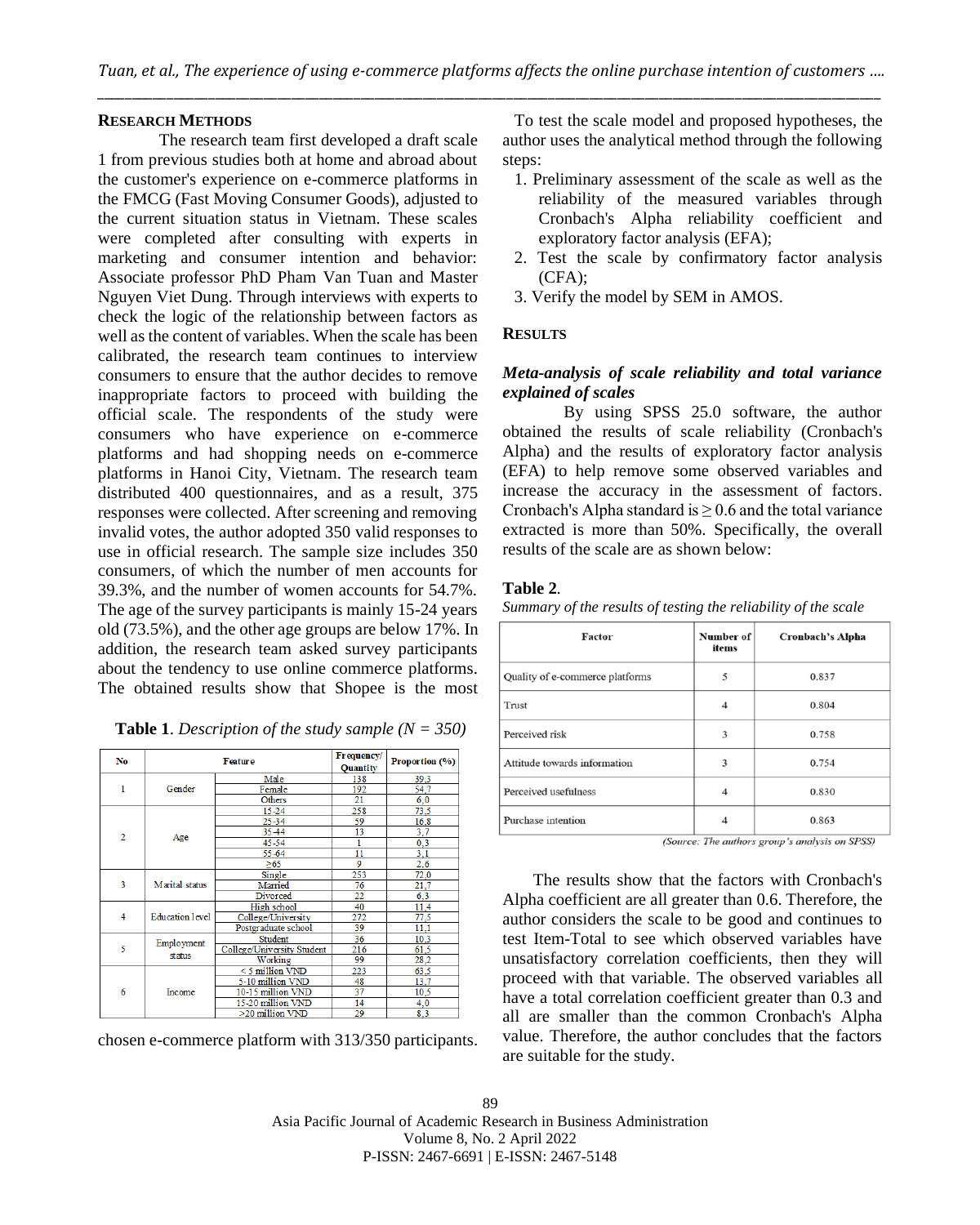## RESEARCH METHODS

The research team first developed a draft scale 1 from previous studies both at home and abroad about the customer's experience on e-commerce platforms in the FMCG (Fast Moving Consumer Goods), adjusted to the current situation status in Vietnam. These scales were completed after consulting with experts in marketing and consumer intention and behavior: Associate professor PhD Pham Van Tuan and Master Nguyen Viet Dung. Through interviews with experts to check the logic of the relationship between factors as well as the content of variables. When the scale has been calibrated, the research team continues to interview consumers to ensure that the author decides to remove inappropriate factors to proceed with building the official scale. The respondents of the study were consumers who have experience on e-commerce platforms and had shopping needs on e-commerce platforms in Hanoi City, Vietnam. The research team distributed 400 questionnaires, and as a result, 375 responses were collected. After screening and removing invalid votes, the author adopted 350 valid responses to use in official research. The sample size includes 350 consumers, of which the number of men accounts for 39.3%, and the number of women accounts for 54.7%. The age of the survey participants is mainly 15-24 years old (73.5%), and the other age groups are below 17%. In addition, the research team asked survey participants about the tendency to use online commerce platforms. The obtained results show that Shopee is the most chosen e-commerce platform with 313/350 participants.

**Table 1**. *Description of the study sample (N = 350)*

| No | Feature | | Frequency/ Quantity | Proportion (%) |
|---|---|---|---|---|
| 1 | Gender | Male | 138 | 39,3 |
| | | Female | 192 | 54,7 |
| | | Others | 21 | 6,0 |
| 2 | Age | 15-24 | 258 | 73,5 |
| | | 25-34 | 59 | 16,8 |
| | | 35-44 | 13 | 3,7 |
| | | 45-54 | 1 | 0,3 |
| | | 55-64 | 11 | 3,1 |
| | | ≥65 | 9 | 2,6 |
| 3 | Marital status | Single | 253 | 72,0 |
| | | Married | 76 | 21,7 |
| | | Divorced | 22 | 6,3 |
| 4 | Education level | High school | 40 | 11,4 |
| | | College/University | 272 | 77,5 |
| | | Postgraduate school | 39 | 11,1 |
| 5 | Employment status | Student | 36 | 10,3 |
| | | College/University Student | 216 | 61,5 |
| | | Working | 99 | 28,2 |
| 6 | Income | < 5 million VND | 223 | 63,5 |
| | | 5-10 million VND | 48 | 13,7 |
| | | 10-15 million VND | 37 | 10,5 |
| | | 15-20 million VND | 14 | 4,0 |
| | | >20 million VND | 29 | 8,3 |

To test the scale model and proposed hypotheses, the author uses the analytical method through the following steps:

1. Preliminary assessment of the scale as well as the reliability of the measured variables through Cronbach's Alpha reliability coefficient and exploratory factor analysis (EFA);
2. Test the scale by confirmatory factor analysis (CFA);
3. Verify the model by SEM in AMOS.

## RESULTS

### *Meta-analysis of scale reliability and total variance explained of scales*

By using SPSS 25.0 software, the author obtained the results of scale reliability (Cronbach's Alpha) and the results of exploratory factor analysis (EFA) to help remove some observed variables and increase the accuracy in the assessment of factors. Cronbach's Alpha standard is ≥ 0.6 and the total variance extracted is more than 50%. Specifically, the overall results of the scale are as shown below:

**Table 2**.
*Summary of the results of testing the reliability of the scale*

| Factor | Number of items | Cronbach's Alpha |
|---|---|---|
| Quality of e-commerce platforms | 5 | 0.837 |
| Trust | 4 | 0.804 |
| Perceived risk | 3 | 0.758 |
| Attitude towards information | 3 | 0.754 |
| Perceived usefulness | 4 | 0.830 |
| Purchase intention | 4 | 0.863 |

*(Source: The authors group's analysis on SPSS)*

The results show that the factors with Cronbach's Alpha coefficient are all greater than 0.6. Therefore, the author considers the scale to be good and continues to test Item-Total to see which observed variables have unsatisfactory correlation coefficients, then they will proceed with that variable. The observed variables all have a total correlation coefficient greater than 0.3 and all are smaller than the common Cronbach's Alpha value. Therefore, the author concludes that the factors are suitable for the study.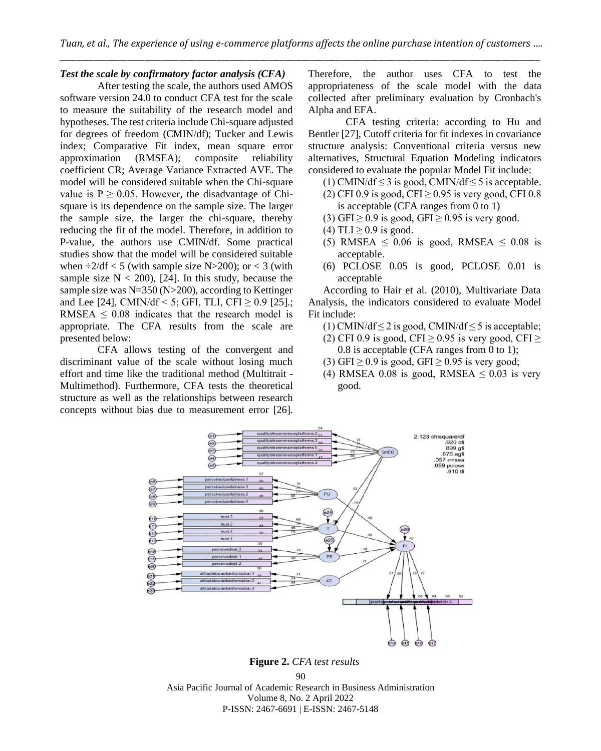### *Test the scale by confirmatory factor analysis (CFA)*

After testing the scale, the authors used AMOS software version 24.0 to conduct CFA test for the scale to measure the suitability of the research model and hypotheses. The test criteria include Chi-square adjusted for degrees of freedom (CMIN/df); Tucker and Lewis index; Comparative Fit index, mean square error approximation (RMSEA); composite reliability coefficient CR; Average Variance Extracted AVE. The model will be considered suitable when the Chi-square value is $P \geq 0.05$. However, the disadvantage of Chi-square is its dependence on the sample size. The larger the sample size, the larger the chi-square, thereby reducing the fit of the model. Therefore, in addition to P-value, the authors use CMIN/df. Some practical studies show that the model will be considered suitable when $\div 2/df < 5$ (with sample size N>200); or < 3 (with sample size N < 200), [24]. In this study, because the sample size was N=350 (N>200), according to Kettinger and Lee [24], CMIN/df < 5; GFI, TLI, CFI ≥ 0.9 [25].; RMSEA ≤ 0.08 indicates that the research model is appropriate. The CFA results from the scale are presented below:

CFA allows testing of the convergent and discriminant value of the scale without losing much effort and time like the traditional method (Multitrait - Multimethod). Furthermore, CFA tests the theoretical structure as well as the relationships between research concepts without bias due to measurement error [26]. Therefore, the author uses CFA to test the appropriateness of the scale model with the data collected after preliminary evaluation by Cronbach's Alpha and EFA.

CFA testing criteria: according to Hu and Bentler [27], Cutoff criteria for fit indexes in covariance structure analysis: Conventional criteria versus new alternatives, Structural Equation Modeling indicators considered to evaluate the popular Model Fit include:

(1) CMIN/df ≤ 3 is good, CMIN/df ≤ 5 is acceptable.
(2) CFI 0.9 is good, CFI ≥ 0.95 is very good, CFI 0.8 is acceptable (CFA ranges from 0 to 1)
(3) GFI ≥ 0.9 is good, GFI ≥ 0.95 is very good.
(4) TLI ≥ 0.9 is good.
(5) RMSEA ≤ 0.06 is good, RMSEA ≤ 0.08 is acceptable.
(6) PCLOSE 0.05 is good, PCLOSE 0.01 is acceptable

According to Hair et al. (2010), Multivariate Data Analysis, the indicators considered to evaluate Model Fit include:

(1) CMIN/df ≤ 2 is good, CMIN/df ≤ 5 is acceptable;
(2) CFI 0.9 is good, CFI ≥ 0.95 is very good, CFI ≥ 0.8 is acceptable (CFA ranges from 0 to 1);
(3) GFI ≥ 0.9 is good, GFI ≥ 0.95 is very good;
(4) RMSEA 0.08 is good, RMSEA ≤ 0.03 is very good.

**Figure 2.** *CFA test results*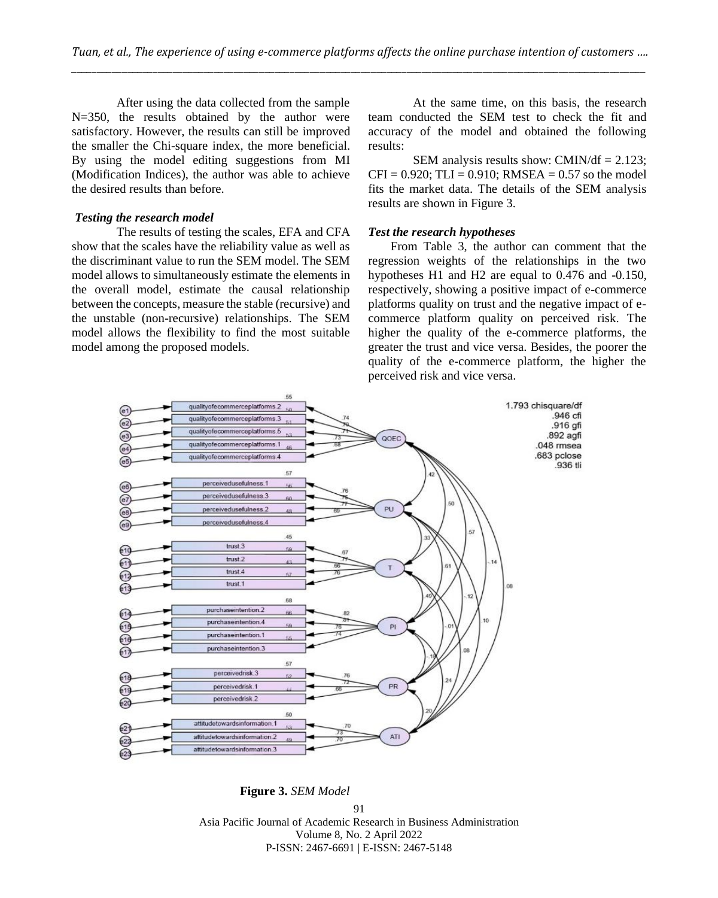After using the data collected from the sample N=350, the results obtained by the author were satisfactory. However, the results can still be improved the smaller the Chi-square index, the more beneficial. By using the model editing suggestions from MI (Modification Indices), the author was able to achieve the desired results than before.

### *Testing the research model*

The results of testing the scales, EFA and CFA show that the scales have the reliability value as well as the discriminant value to run the SEM model. The SEM model allows to simultaneously estimate the elements in the overall model, estimate the causal relationship between the concepts, measure the stable (recursive) and the unstable (non-recursive) relationships. The SEM model allows the flexibility to find the most suitable model among the proposed models.

At the same time, on this basis, the research team conducted the SEM test to check the fit and accuracy of the model and obtained the following results:

SEM analysis results show: CMIN/df = 2.123; CFI = 0.920; TLI = 0.910; RMSEA = 0.57 so the model fits the market data. The details of the SEM analysis results are shown in Figure 3.

### *Test the research hypotheses*

From Table 3, the author can comment that the regression weights of the relationships in the two hypotheses H1 and H2 are equal to 0.476 and -0.150, respectively, showing a positive impact of e-commerce platforms quality on trust and the negative impact of e-commerce platform quality on perceived risk. The higher the quality of the e-commerce platforms, the greater the trust and vice versa. Besides, the poorer the quality of the e-commerce platform, the higher the perceived risk and vice versa.

**Figure 3.** *SEM Model*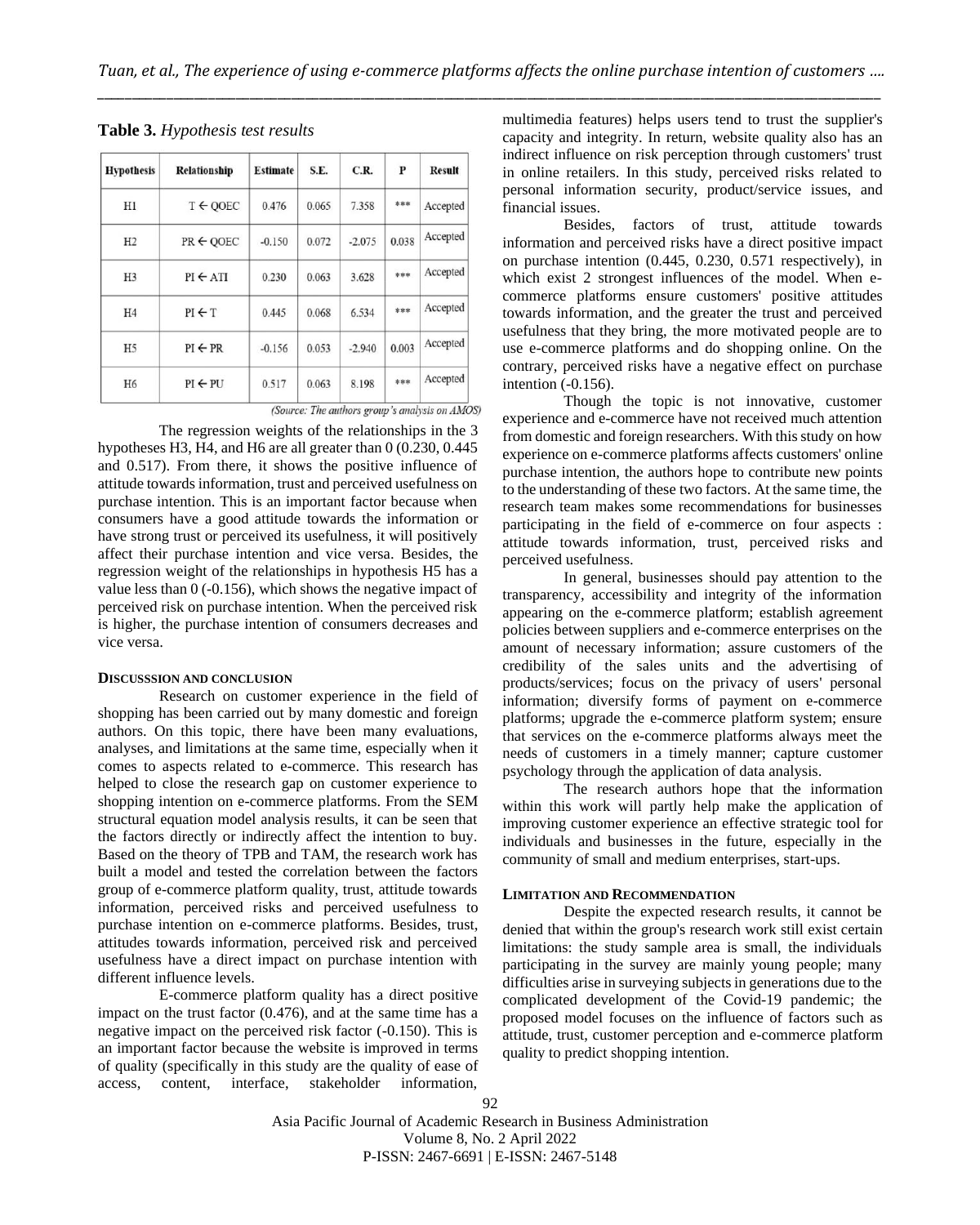**Table 3.** *Hypothesis test results*

| Hypothesis | Relationship | Estimate | S.E. | C.R. | P | Result |
|---|---|---|---|---|---|---|
| H1 | T ← QOEC | 0.476 | 0.065 | 7.358 | *** | Accepted |
| H2 | PR ← QOEC | -0.150 | 0.072 | -2.075 | 0.038 | Accepted |
| H3 | PI ← ATI | 0.230 | 0.063 | 3.628 | *** | Accepted |
| H4 | PI ← T | 0.445 | 0.068 | 6.534 | *** | Accepted |
| H5 | PI ← PR | -0.156 | 0.053 | -2.940 | 0.003 | Accepted |
| H6 | PI ← PU | 0.517 | 0.063 | 8.198 | *** | Accepted |

*(Source: The authors group's analysis on AMOS)*

The regression weights of the relationships in the 3 hypotheses H3, H4, and H6 are all greater than 0 (0.230, 0.445 and 0.517). From there, it shows the positive influence of attitude towards information, trust and perceived usefulness on purchase intention. This is an important factor because when consumers have a good attitude towards the information or have strong trust or perceived its usefulness, it will positively affect their purchase intention and vice versa. Besides, the regression weight of the relationships in hypothesis H5 has a value less than 0 (-0.156), which shows the negative impact of perceived risk on purchase intention. When the perceived risk is higher, the purchase intention of consumers decreases and vice versa.

## DISCUSSSION AND CONCLUSION

Research on customer experience in the field of shopping has been carried out by many domestic and foreign authors. On this topic, there have been many evaluations, analyses, and limitations at the same time, especially when it comes to aspects related to e-commerce. This research has helped to close the research gap on customer experience to shopping intention on e-commerce platforms. From the SEM structural equation model analysis results, it can be seen that the factors directly or indirectly affect the intention to buy. Based on the theory of TPB and TAM, the research work has built a model and tested the correlation between the factors group of e-commerce platform quality, trust, attitude towards information, perceived risks and perceived usefulness to purchase intention on e-commerce platforms. Besides, trust, attitudes towards information, perceived risk and perceived usefulness have a direct impact on purchase intention with different influence levels.

E-commerce platform quality has a direct positive impact on the trust factor (0.476), and at the same time has a negative impact on the perceived risk factor (-0.150). This is an important factor because the website is improved in terms of quality (specifically in this study are the quality of ease of access, content, interface, stakeholder information, multimedia features) helps users tend to trust the supplier's capacity and integrity. In return, website quality also has an indirect influence on risk perception through customers' trust in online retailers. In this study, perceived risks related to personal information security, product/service issues, and financial issues.

Besides, factors of trust, attitude towards information and perceived risks have a direct positive impact on purchase intention (0.445, 0.230, 0.571 respectively), in which exist 2 strongest influences of the model. When e-commerce platforms ensure customers' positive attitudes towards information, and the greater the trust and perceived usefulness that they bring, the more motivated people are to use e-commerce platforms and do shopping online. On the contrary, perceived risks have a negative effect on purchase intention (-0.156).

Though the topic is not innovative, customer experience and e-commerce have not received much attention from domestic and foreign researchers. With this study on how experience on e-commerce platforms affects customers' online purchase intention, the authors hope to contribute new points to the understanding of these two factors. At the same time, the research team makes some recommendations for businesses participating in the field of e-commerce on four aspects : attitude towards information, trust, perceived risks and perceived usefulness.

In general, businesses should pay attention to the transparency, accessibility and integrity of the information appearing on the e-commerce platform; establish agreement policies between suppliers and e-commerce enterprises on the amount of necessary information; assure customers of the credibility of the sales units and the advertising of products/services; focus on the privacy of users' personal information; diversify forms of payment on e-commerce platforms; upgrade the e-commerce platform system; ensure that services on the e-commerce platforms always meet the needs of customers in a timely manner; capture customer psychology through the application of data analysis.

The research authors hope that the information within this work will partly help make the application of improving customer experience an effective strategic tool for individuals and businesses in the future, especially in the community of small and medium enterprises, start-ups.

## LIMITATION AND RECOMMENDATION

Despite the expected research results, it cannot be denied that within the group's research work still exist certain limitations: the study sample area is small, the individuals participating in the survey are mainly young people; many difficulties arise in surveying subjects in generations due to the complicated development of the Covid-19 pandemic; the proposed model focuses on the influence of factors such as attitude, trust, customer perception and e-commerce platform quality to predict shopping intention.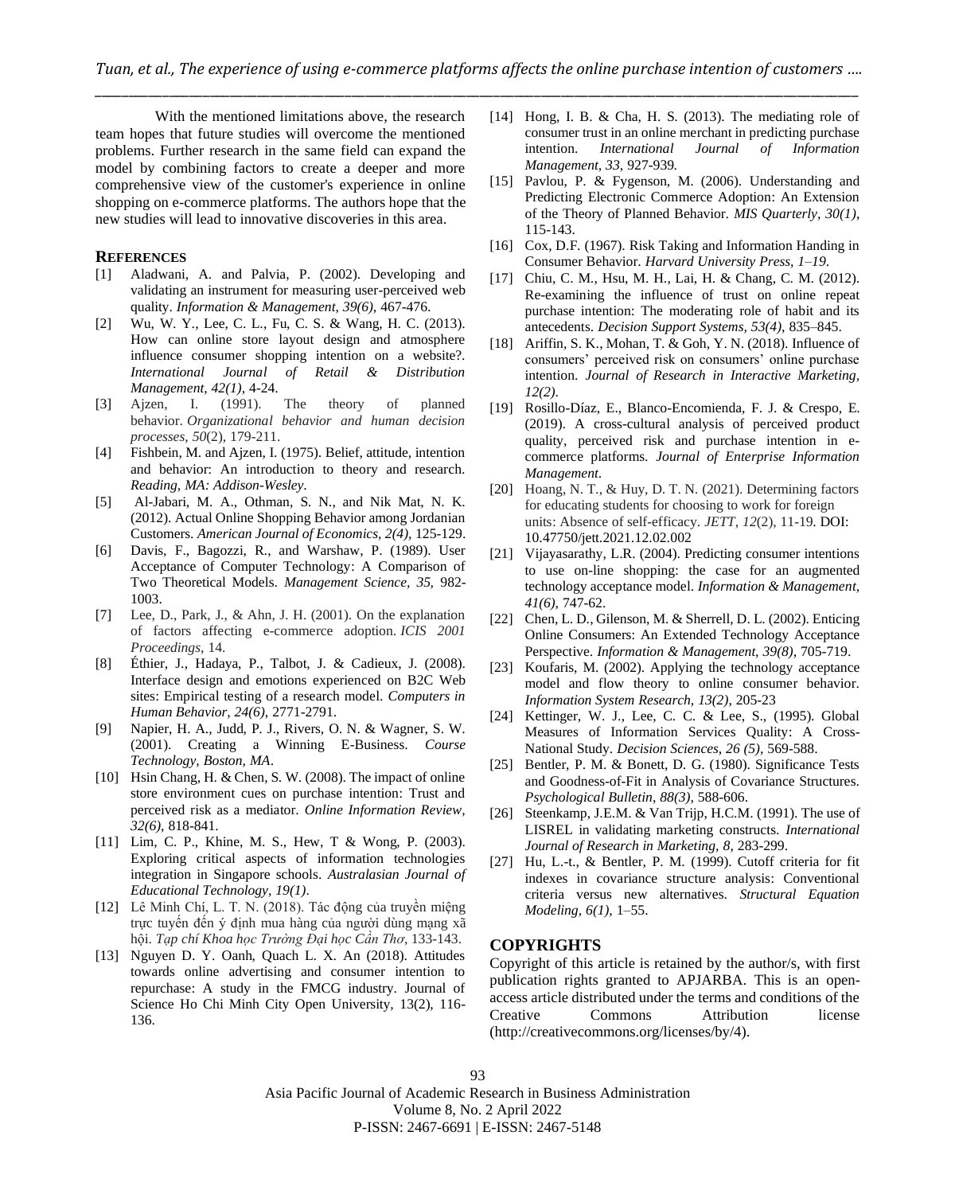With the mentioned limitations above, the research team hopes that future studies will overcome the mentioned problems. Further research in the same field can expand the model by combining factors to create a deeper and more comprehensive view of the customer's experience in online shopping on e-commerce platforms. The authors hope that the new studies will lead to innovative discoveries in this area.

## REFERENCES

[1] Aladwani, A. and Palvia, P. (2002). Developing and validating an instrument for measuring user-perceived web quality. *Information & Management, 39(6)*, 467-476.

[2] Wu, W. Y., Lee, C. L., Fu, C. S. & Wang, H. C. (2013). How can online store layout design and atmosphere influence consumer shopping intention on a website?. *International Journal of Retail & Distribution Management, 42(1)*, 4-24.

[3] Ajzen, I. (1991). The theory of planned behavior. *Organizational behavior and human decision processes*, *50*(2), 179-211.

[4] Fishbein, M. and Ajzen, I. (1975). Belief, attitude, intention and behavior: An introduction to theory and research. *Reading, MA: Addison-Wesley*.

[5] Al-Jabari, M. A., Othman, S. N., and Nik Mat, N. K. (2012). Actual Online Shopping Behavior among Jordanian Customers. *American Journal of Economics, 2(4)*, 125-129.

[6] Davis, F., Bagozzi, R., and Warshaw, P. (1989). User Acceptance of Computer Technology: A Comparison of Two Theoretical Models. *Management Science, 35*, 982-1003.

[7] Lee, D., Park, J., & Ahn, J. H. (2001). On the explanation of factors affecting e-commerce adoption. *ICIS 2001 Proceedings*, 14.

[8] Éthier, J., Hadaya, P., Talbot, J. & Cadieux, J. (2008). Interface design and emotions experienced on B2C Web sites: Empirical testing of a research model. *Computers in Human Behavior, 24(6)*, 2771-2791.

[9] Napier, H. A., Judd, P. J., Rivers, O. N. & Wagner, S. W. (2001). Creating a Winning E-Business. *Course Technology, Boston, MA*.

[10] Hsin Chang, H. & Chen, S. W. (2008). The impact of online store environment cues on purchase intention: Trust and perceived risk as a mediator. *Online Information Review, 32(6)*, 818-841.

[11] Lim, C. P., Khine, M. S., Hew, T & Wong, P. (2003). Exploring critical aspects of information technologies integration in Singapore schools. *Australasian Journal of Educational Technology, 19(1)*.

[12] Lê Minh Chí, L. T. N. (2018). Tác động của truyền miệng trực tuyến đến ý định mua hàng của người dùng mạng xã hội. *Tạp chí Khoa học Trường Đại học Cần Thơ*, 133-143.

[13] Nguyen D. Y. Oanh, Quach L. X. An (2018). Attitudes towards online advertising and consumer intention to repurchase: A study in the FMCG industry. Journal of Science Ho Chi Minh City Open University, 13(2), 116-136.

[14] Hong, I. B. & Cha, H. S. (2013). The mediating role of consumer trust in an online merchant in predicting purchase intention. *International Journal of Information Management, 33*, 927-939.

[15] Pavlou, P. & Fygenson, M. (2006). Understanding and Predicting Electronic Commerce Adoption: An Extension of the Theory of Planned Behavior. *MIS Quarterly, 30(1)*, 115-143.

[16] Cox, D.F. (1967). Risk Taking and Information Handing in Consumer Behavior. *Harvard University Press, 1–19.*

[17] Chiu, C. M., Hsu, M. H., Lai, H. & Chang, C. M. (2012). Re-examining the influence of trust on online repeat purchase intention: The moderating role of habit and its antecedents. *Decision Support Systems, 53(4)*, 835–845.

[18] Ariffin, S. K., Mohan, T. & Goh, Y. N. (2018). Influence of consumers' perceived risk on consumers' online purchase intention. *Journal of Research in Interactive Marketing, 12(2)*.

[19] Rosillo-Díaz, E., Blanco-Encomienda, F. J. & Crespo, E. (2019). A cross-cultural analysis of perceived product quality, perceived risk and purchase intention in e-commerce platforms. *Journal of Enterprise Information Management*.

[20] Hoang, N. T., & Huy, D. T. N. (2021). Determining factors for educating students for choosing to work for foreign units: Absence of self-efficacy. *JETT*, *12*(2), 11-19. DOI: 10.47750/jett.2021.12.02.002

[21] Vijayasarathy, L.R. (2004). Predicting consumer intentions to use on-line shopping: the case for an augmented technology acceptance model. *Information & Management, 41(6)*, 747-62.

[22] Chen, L. D., Gilenson, M. & Sherrell, D. L. (2002). Enticing Online Consumers: An Extended Technology Acceptance Perspective. *Information & Management, 39(8)*, 705-719.

[23] Koufaris, M. (2002). Applying the technology acceptance model and flow theory to online consumer behavior. *Information System Research, 13(2)*, 205-23

[24] Kettinger, W. J., Lee, C. C. & Lee, S., (1995). Global Measures of Information Services Quality: A Cross-National Study. *Decision Sciences, 26 (5)*, 569-588.

[25] Bentler, P. M. & Bonett, D. G. (1980). Significance Tests and Goodness-of-Fit in Analysis of Covariance Structures. *Psychological Bulletin, 88(3)*, 588-606.

[26] Steenkamp, J.E.M. & Van Trijp, H.C.M. (1991). The use of LISREL in validating marketing constructs. *International Journal of Research in Marketing, 8*, 283-299.

[27] Hu, L.-t., & Bentler, P. M. (1999). Cutoff criteria for fit indexes in covariance structure analysis: Conventional criteria versus new alternatives. *Structural Equation Modeling, 6(1)*, 1–55.

## COPYRIGHTS

Copyright of this article is retained by the author/s, with first publication rights granted to APJARBA. This is an open-access article distributed under the terms and conditions of the Creative Commons Attribution license (http://creativecommons.org/licenses/by/4).